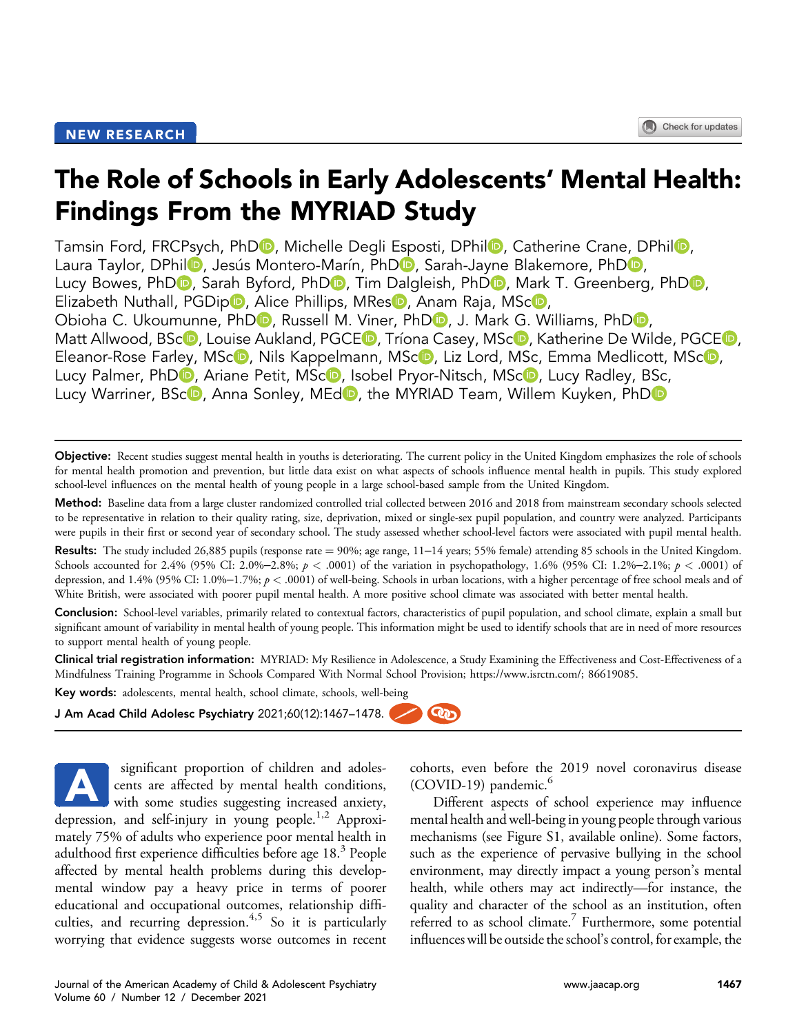NEW RESEARCH

# The Role of Schools in Early Adolescents' Mental Health: Findings From the MYRIAD Study

Tamsin Ford, FRCPsych, PhD, Michelle Degli Esposti, DPhil, Catherine Crane, DPhil, Laura Taylor, DPhil, Jesús Montero-Marín, PhD, Sarah-Jayne Blakemore, PhD, Lucy Bowes, PhD, Sarah Byford, PhD, Tim Dalgleish, PhD, Mark T. Greenberg, PhD, Elizabeth Nuthall, PGDip, Alice Phillips, MRes, Anam Raja, MSc, Obioha C. Ukoumunne, PhD, Russell M. Viner, PhD, J. Mark G. Williams, PhD, Matt Allwood, BSc, Louise Aukland, PGCE, Tríona Casey, MSc, Katherine De Wilde, PGCE, Eleanor-Rose Farley, MSc, Nils Kappelmann, MSc, Liz Lord, MSc, Emma Medlicott, MSc, Lucy Palmer, PhD, Ariane Petit, MSc, Isobel Pryor-Nitsch, MSc, Lucy Radley, BSc, Lucy Warriner, BSc, Anna Sonley, MEd, the MYRIAD Team, Willem Kuyken, PhD

**Objective:** Recent studies suggest mental health in youths is deteriorating. The current policy in the United Kingdom emphasizes the role of schools for mental health promotion and prevention, but little data exist on what aspects of schools influence mental health in pupils. This study explored school-level influences on the mental health of young people in a large school-based sample from the United Kingdom.

**Method:** Baseline data from a large cluster randomized controlled trial collected between 2016 and 2018 from mainstream secondary schools selected to be representative in relation to their quality rating, size, deprivation, mixed or single-sex pupil population, and country were analyzed. Participants were pupils in their first or second year of secondary school. The study assessed whether school-level factors were associated with pupil mental health.

**Results:** The study included 26,885 pupils (response rate = 90%; age range, 11−14 years; 55% female) attending 85 schools in the United Kingdom. Schools accounted for 2.4% (95% CI: 2.0%−2.8%; $p < .0001$) of the variation in psychopathology, 1.6% (95% CI: 1.2%−2.1%; $p < .0001$) of depression, and 1.4% (95% CI: 1.0%−1.7%; $p < .0001$) of well-being. Schools in urban locations, with a higher percentage of free school meals and of White British, were associated with poorer pupil mental health. A more positive school climate was associated with better mental health.

**Conclusion:** School-level variables, primarily related to contextual factors, characteristics of pupil population, and school climate, explain a small but significant amount of variability in mental health of young people. This information might be used to identify schools that are in need of more resources to support mental health of young people.

**Clinical trial registration information:** MYRIAD: My Resilience in Adolescence, a Study Examining the Effectiveness and Cost-Effectiveness of a Mindfulness Training Programme in Schools Compared With Normal School Provision; https://www.isrctn.com/; 86619085.

**Key words:** adolescents, mental health, school climate, schools, well-being

J Am Acad Child Adolesc Psychiatry 2021;60(12):1467–1478.

A significant proportion of children and adolescents are affected by mental health conditions, with some studies suggesting increased anxiety, depression, and self-injury in young people.[1,2] Approximately 75% of adults who experience poor mental health in adulthood first experience difficulties before age 18.[3] People affected by mental health problems during this developmental window pay a heavy price in terms of poorer educational and occupational outcomes, relationship difficulties, and recurring depression.[4,5] So it is particularly worrying that evidence suggests worse outcomes in recent cohorts, even before the 2019 novel coronavirus disease (COVID-19) pandemic.[6]

Different aspects of school experience may influence mental health and well-being in young people through various mechanisms (see Figure S1, available online). Some factors, such as the experience of pervasive bullying in the school environment, may directly impact a young person's mental health, while others may act indirectly—for instance, the quality and character of the school as an institution, often referred to as school climate.[7] Furthermore, some potential influences will be outside the school's control, for example, the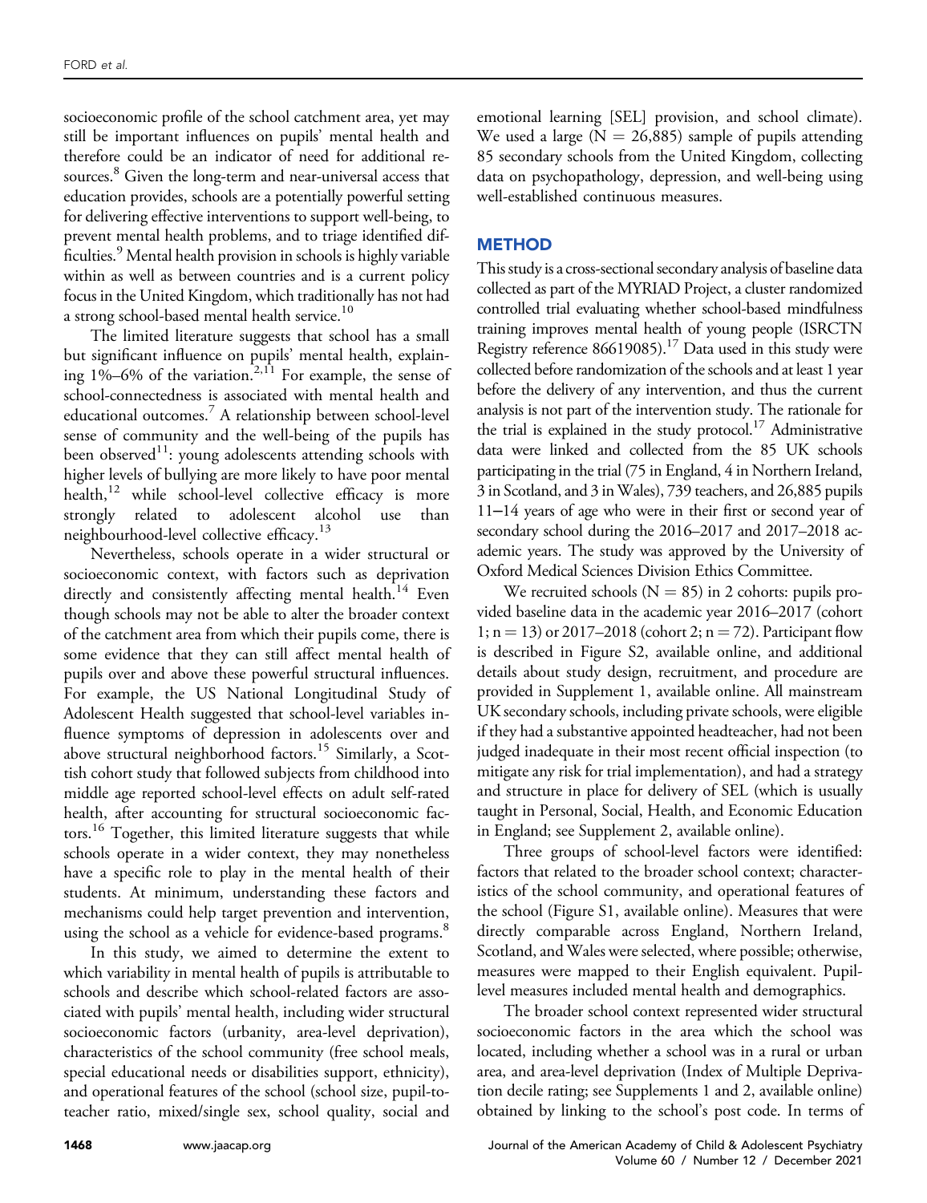socioeconomic profile of the school catchment area, yet may still be important influences on pupils' mental health and therefore could be an indicator of need for additional resources.[8] Given the long-term and near-universal access that education provides, schools are a potentially powerful setting for delivering effective interventions to support well-being, to prevent mental health problems, and to triage identified difficulties.[9] Mental health provision in schools is highly variable within as well as between countries and is a current policy focus in the United Kingdom, which traditionally has not had a strong school-based mental health service.[10]

The limited literature suggests that school has a small but significant influence on pupils' mental health, explaining 1%–6% of the variation.[2,11] For example, the sense of school-connectedness is associated with mental health and educational outcomes.[7] A relationship between school-level sense of community and the well-being of the pupils has been observed[11]: young adolescents attending schools with higher levels of bullying are more likely to have poor mental health,[12] while school-level collective efficacy is more strongly related to adolescent alcohol use than neighbourhood-level collective efficacy.[13]

Nevertheless, schools operate in a wider structural or socioeconomic context, with factors such as deprivation directly and consistently affecting mental health.[14] Even though schools may not be able to alter the broader context of the catchment area from which their pupils come, there is some evidence that they can still affect mental health of pupils over and above these powerful structural influences. For example, the US National Longitudinal Study of Adolescent Health suggested that school-level variables influence symptoms of depression in adolescents over and above structural neighborhood factors.[15] Similarly, a Scottish cohort study that followed subjects from childhood into middle age reported school-level effects on adult self-rated health, after accounting for structural socioeconomic factors.[16] Together, this limited literature suggests that while schools operate in a wider context, they may nonetheless have a specific role to play in the mental health of their students. At minimum, understanding these factors and mechanisms could help target prevention and intervention, using the school as a vehicle for evidence-based programs.[8]

In this study, we aimed to determine the extent to which variability in mental health of pupils is attributable to schools and describe which school-related factors are associated with pupils' mental health, including wider structural socioeconomic factors (urbanity, area-level deprivation), characteristics of the school community (free school meals, special educational needs or disabilities support, ethnicity), and operational features of the school (school size, pupil-to-teacher ratio, mixed/single sex, school quality, social and emotional learning [SEL] provision, and school climate). We used a large ($N = 26,885$) sample of pupils attending 85 secondary schools from the United Kingdom, collecting data on psychopathology, depression, and well-being using well-established continuous measures.

## METHOD

This study is a cross-sectional secondary analysis of baseline data collected as part of the MYRIAD Project, a cluster randomized controlled trial evaluating whether school-based mindfulness training improves mental health of young people (ISRCTN Registry reference 86619085).[17] Data used in this study were collected before randomization of the schools and at least 1 year before the delivery of any intervention, and thus the current analysis is not part of the intervention study. The rationale for the trial is explained in the study protocol.[17] Administrative data were linked and collected from the 85 UK schools participating in the trial (75 in England, 4 in Northern Ireland, 3 in Scotland, and 3 in Wales), 739 teachers, and 26,885 pupils 11–14 years of age who were in their first or second year of secondary school during the 2016–2017 and 2017–2018 academic years. The study was approved by the University of Oxford Medical Sciences Division Ethics Committee.

We recruited schools ($N = 85$) in 2 cohorts: pupils provided baseline data in the academic year 2016–2017 (cohort 1; $n = 13$) or 2017–2018 (cohort 2; $n = 72$). Participant flow is described in Figure S2, available online, and additional details about study design, recruitment, and procedure are provided in Supplement 1, available online. All mainstream UK secondary schools, including private schools, were eligible if they had a substantive appointed headteacher, had not been judged inadequate in their most recent official inspection (to mitigate any risk for trial implementation), and had a strategy and structure in place for delivery of SEL (which is usually taught in Personal, Social, Health, and Economic Education in England; see Supplement 2, available online).

Three groups of school-level factors were identified: factors that related to the broader school context; characteristics of the school community, and operational features of the school (Figure S1, available online). Measures that were directly comparable across England, Northern Ireland, Scotland, and Wales were selected, where possible; otherwise, measures were mapped to their English equivalent. Pupil-level measures included mental health and demographics.

The broader school context represented wider structural socioeconomic factors in the area which the school was located, including whether a school was in a rural or urban area, and area-level deprivation (Index of Multiple Deprivation decile rating; see Supplements 1 and 2, available online) obtained by linking to the school's post code. In terms of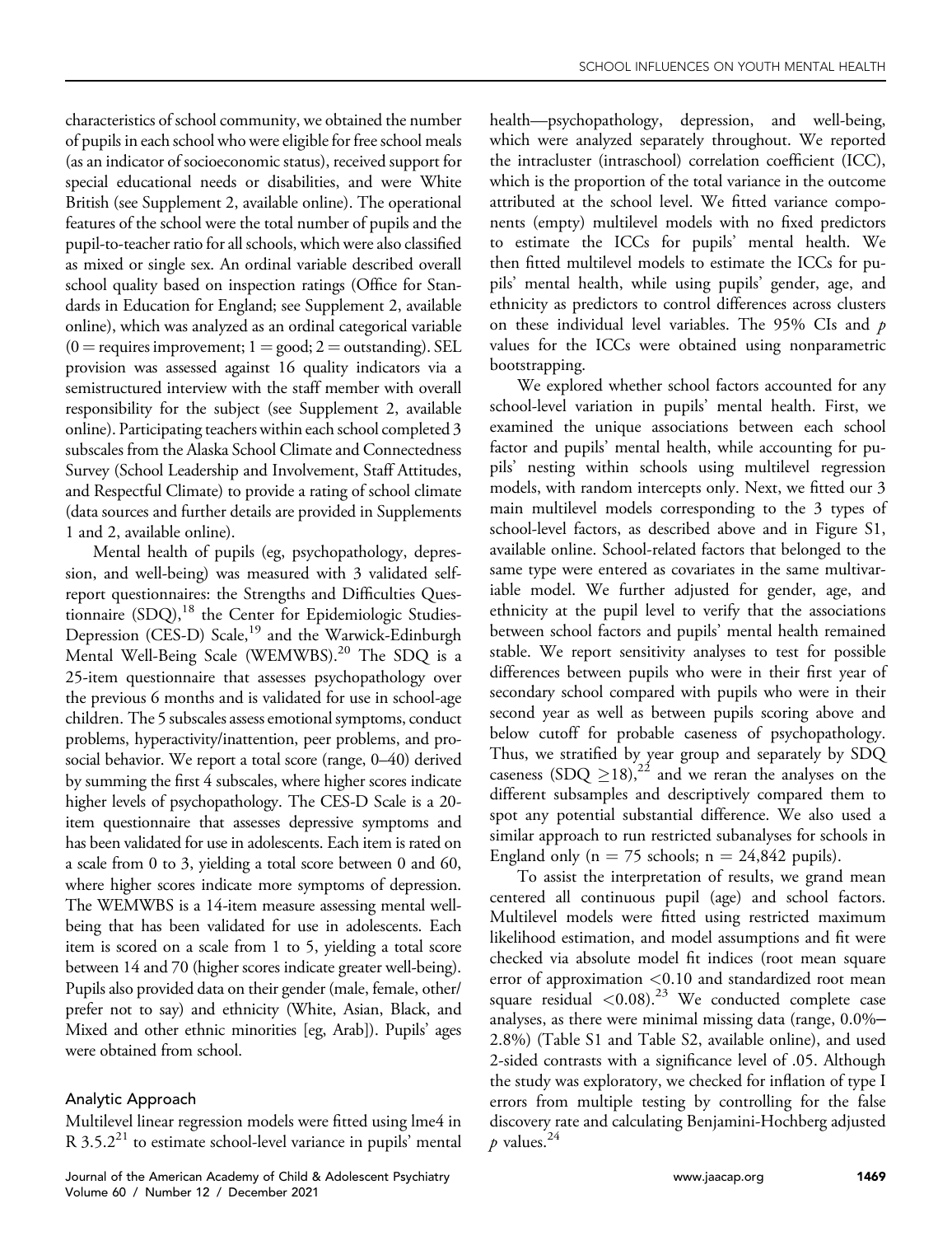characteristics of school community, we obtained the number of pupils in each school who were eligible for free school meals (as an indicator of socioeconomic status), received support for special educational needs or disabilities, and were White British (see Supplement 2, available online). The operational features of the school were the total number of pupils and the pupil-to-teacher ratio for all schools, which were also classified as mixed or single sex. An ordinal variable described overall school quality based on inspection ratings (Office for Standards in Education for England; see Supplement 2, available online), which was analyzed as an ordinal categorical variable ($0 =$ requires improvement; $1 =$ good; $2 =$ outstanding). SEL provision was assessed against 16 quality indicators via a semistructured interview with the staff member with overall responsibility for the subject (see Supplement 2, available online). Participating teachers within each school completed 3 subscales from the Alaska School Climate and Connectedness Survey (School Leadership and Involvement, Staff Attitudes, and Respectful Climate) to provide a rating of school climate (data sources and further details are provided in Supplements 1 and 2, available online).

Mental health of pupils (eg, psychopathology, depression, and well-being) was measured with 3 validated self-report questionnaires: the Strengths and Difficulties Questionnaire (SDQ),[18] the Center for Epidemiologic Studies-Depression (CES-D) Scale,[19] and the Warwick-Edinburgh Mental Well-Being Scale (WEMWBS).[20] The SDQ is a 25-item questionnaire that assesses psychopathology over the previous 6 months and is validated for use in school-age children. The 5 subscales assess emotional symptoms, conduct problems, hyperactivity/inattention, peer problems, and prosocial behavior. We report a total score (range, 0–40) derived by summing the first 4 subscales, where higher scores indicate higher levels of psychopathology. The CES-D Scale is a 20-item questionnaire that assesses depressive symptoms and has been validated for use in adolescents. Each item is rated on a scale from 0 to 3, yielding a total score between 0 and 60, where higher scores indicate more symptoms of depression. The WEMWBS is a 14-item measure assessing mental well-being that has been validated for use in adolescents. Each item is scored on a scale from 1 to 5, yielding a total score between 14 and 70 (higher scores indicate greater well-being). Pupils also provided data on their gender (male, female, other/prefer not to say) and ethnicity (White, Asian, Black, and Mixed and other ethnic minorities [eg, Arab]). Pupils' ages were obtained from school.

### Analytic Approach

Multilevel linear regression models were fitted using lme4 in R 3.5.2[21] to estimate school-level variance in pupils' mental health—psychopathology, depression, and well-being, which were analyzed separately throughout. We reported the intracluster (intraschool) correlation coefficient (ICC), which is the proportion of the total variance in the outcome attributed at the school level. We fitted variance components (empty) multilevel models with no fixed predictors to estimate the ICCs for pupils' mental health. We then fitted multilevel models to estimate the ICCs for pupils' mental health, while using pupils' gender, age, and ethnicity as predictors to control differences across clusters on these individual level variables. The 95% CIs and $p$ values for the ICCs were obtained using nonparametric bootstrapping.

We explored whether school factors accounted for any school-level variation in pupils' mental health. First, we examined the unique associations between each school factor and pupils' mental health, while accounting for pupils' nesting within schools using multilevel regression models, with random intercepts only. Next, we fitted our 3 main multilevel models corresponding to the 3 types of school-level factors, as described above and in Figure S1, available online. School-related factors that belonged to the same type were entered as covariates in the same multivariable model. We further adjusted for gender, age, and ethnicity at the pupil level to verify that the associations between school factors and pupils' mental health remained stable. We report sensitivity analyses to test for possible differences between pupils who were in their first year of secondary school compared with pupils who were in their second year as well as between pupils scoring above and below cutoff for probable caseness of psychopathology. Thus, we stratified by year group and separately by SDQ caseness (SDQ $\geq$18),[22] and we reran the analyses on the different subsamples and descriptively compared them to spot any potential substantial difference. We also used a similar approach to run restricted subanalyses for schools in England only ($n = 75$ schools; $n = 24{,}842$ pupils).

To assist the interpretation of results, we grand mean centered all continuous pupil (age) and school factors. Multilevel models were fitted using restricted maximum likelihood estimation, and model assumptions and fit were checked via absolute model fit indices (root mean square error of approximation $<$0.10 and standardized root mean square residual $<$0.08).[23] We conducted complete case analyses, as there were minimal missing data (range, 0.0%–2.8%) (Table S1 and Table S2, available online), and used 2-sided contrasts with a significance level of .05. Although the study was exploratory, we checked for inflation of type I errors from multiple testing by controlling for the false discovery rate and calculating Benjamini-Hochberg adjusted $p$ values.[24]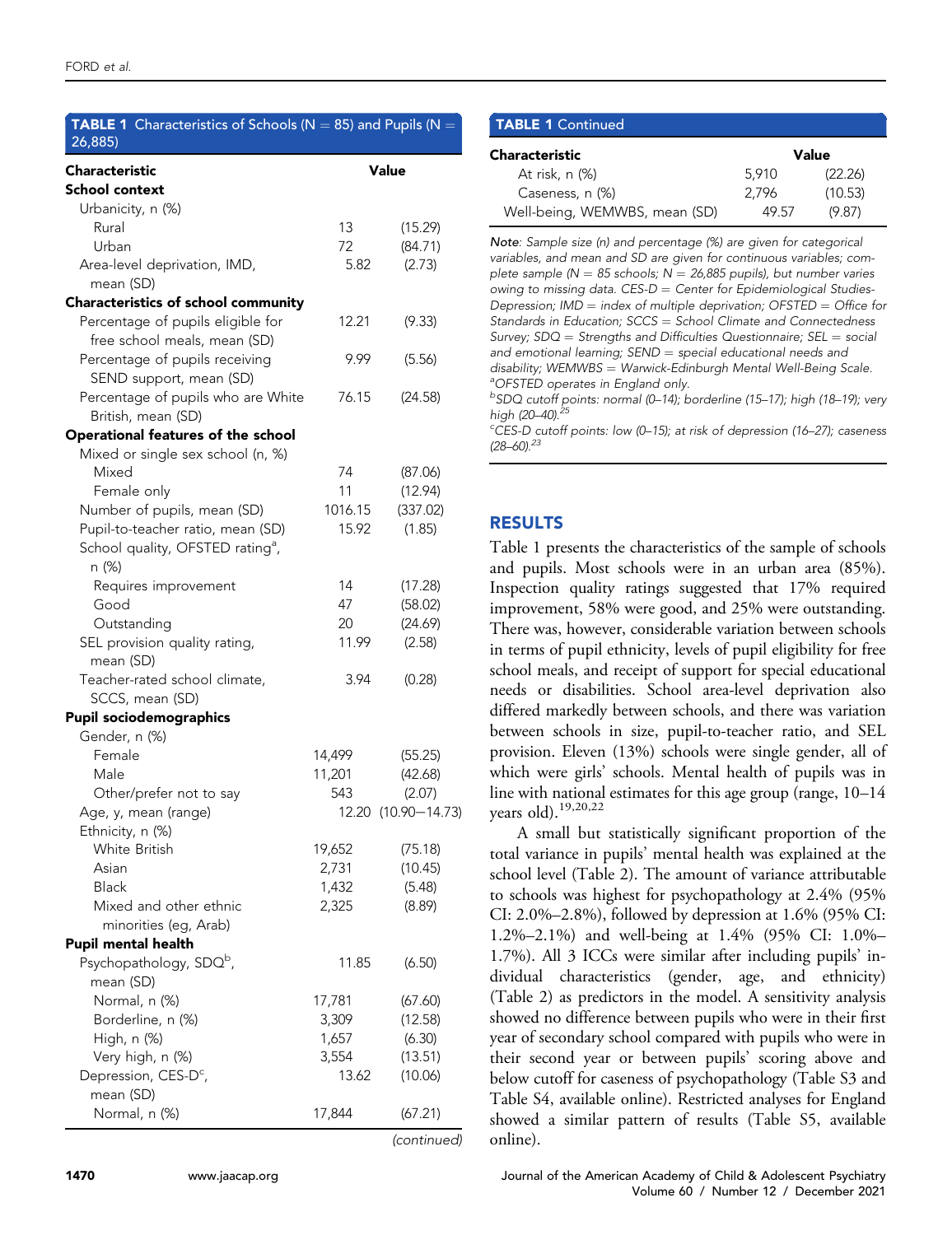**TABLE 1** Characteristics of Schools (N = 85) and Pupils (N = 26,885)

| Characteristic | Value | |
|---|---|---|
| **School context** | | |
| Urbanicity, n (%) | | |
| Rural | 13 | (15.29) |
| Urban | 72 | (84.71) |
| Area-level deprivation, IMD, mean (SD) | 5.82 | (2.73) |
| **Characteristics of school community** | | |
| Percentage of pupils eligible for free school meals, mean (SD) | 12.21 | (9.33) |
| Percentage of pupils receiving SEND support, mean (SD) | 9.99 | (5.56) |
| Percentage of pupils who are White British, mean (SD) | 76.15 | (24.58) |
| **Operational features of the school** | | |
| Mixed or single sex school (n, %) | | |
| Mixed | 74 | (87.06) |
| Female only | 11 | (12.94) |
| Number of pupils, mean (SD) | 1016.15 | (337.02) |
| Pupil-to-teacher ratio, mean (SD) | 15.92 | (1.85) |
| School quality, OFSTED rating[a], n (%) | | |
| Requires improvement | 14 | (17.28) |
| Good | 47 | (58.02) |
| Outstanding | 20 | (24.69) |
| SEL provision quality rating, mean (SD) | 11.99 | (2.58) |
| Teacher-rated school climate, SCCS, mean (SD) | 3.94 | (0.28) |
| **Pupil sociodemographics** | | |
| Gender, n (%) | | |
| Female | 14,499 | (55.25) |
| Male | 11,201 | (42.68) |
| Other/prefer not to say | 543 | (2.07) |
| Age, y, mean (range) | 12.20 | (10.90−14.73) |
| Ethnicity, n (%) | | |
| White British | 19,652 | (75.18) |
| Asian | 2,731 | (10.45) |
| Black | 1,432 | (5.48) |
| Mixed and other ethnic minorities (eg, Arab) | 2,325 | (8.89) |
| **Pupil mental health** | | |
| Psychopathology, SDQ[b], mean (SD) | 11.85 | (6.50) |
| Normal, n (%) | 17,781 | (67.60) |
| Borderline, n (%) | 3,309 | (12.58) |
| High, n (%) | 1,657 | (6.30) |
| Very high, n (%) | 3,554 | (13.51) |
| Depression, CES-D[c], mean (SD) | 13.62 | (10.06) |
| Normal, n (%) | 17,844 | (67.21) |
| At risk, n (%) | 5,910 | (22.26) |
| Caseness, n (%) | 2,796 | (10.53) |
| Well-being, WEMWBS, mean (SD) | 49.57 | (9.87) |

*Note*: *Sample size (n) and percentage (%) are given for categorical variables, and mean and SD are given for continuous variables; complete sample (N = 85 schools; N = 26,885 pupils), but number varies owing to missing data. CES-D = Center for Epidemiological Studies-Depression; IMD = index of multiple deprivation; OFSTED = Office for Standards in Education; SCCS = School Climate and Connectedness Survey; SDQ = Strengths and Difficulties Questionnaire; SEL = social and emotional learning; SEND = special educational needs and disability; WEMWBS = Warwick-Edinburgh Mental Well-Being Scale.*

[a] *OFSTED operates in England only.*

[b] *SDQ cutoff points: normal (0–14); borderline (15–17); high (18–19); very high (20–40).*[25]

[c] *CES-D cutoff points: low (0–15); at risk of depression (16–27); caseness (28–60).*[23]

## RESULTS

Table 1 presents the characteristics of the sample of schools and pupils. Most schools were in an urban area (85%). Inspection quality ratings suggested that 17% required improvement, 58% were good, and 25% were outstanding. There was, however, considerable variation between schools in terms of pupil ethnicity, levels of pupil eligibility for free school meals, and receipt of support for special educational needs or disabilities. School area-level deprivation also differed markedly between schools, and there was variation between schools in size, pupil-to-teacher ratio, and SEL provision. Eleven (13%) schools were single gender, all of which were girls' schools. Mental health of pupils was in line with national estimates for this age group (range, 10–14 years old).[19,20,22]

A small but statistically significant proportion of the total variance in pupils' mental health was explained at the school level (Table 2). The amount of variance attributable to schools was highest for psychopathology at 2.4% (95% CI: 2.0%–2.8%), followed by depression at 1.6% (95% CI: 1.2%–2.1%) and well-being at 1.4% (95% CI: 1.0%–1.7%). All 3 ICCs were similar after including pupils' individual characteristics (gender, age, and ethnicity) (Table 2) as predictors in the model. A sensitivity analysis showed no difference between pupils who were in their first year of secondary school compared with pupils who were in their second year or between pupils' scoring above and below cutoff for caseness of psychopathology (Table S3 and Table S4, available online). Restricted analyses for England showed a similar pattern of results (Table S5, available online).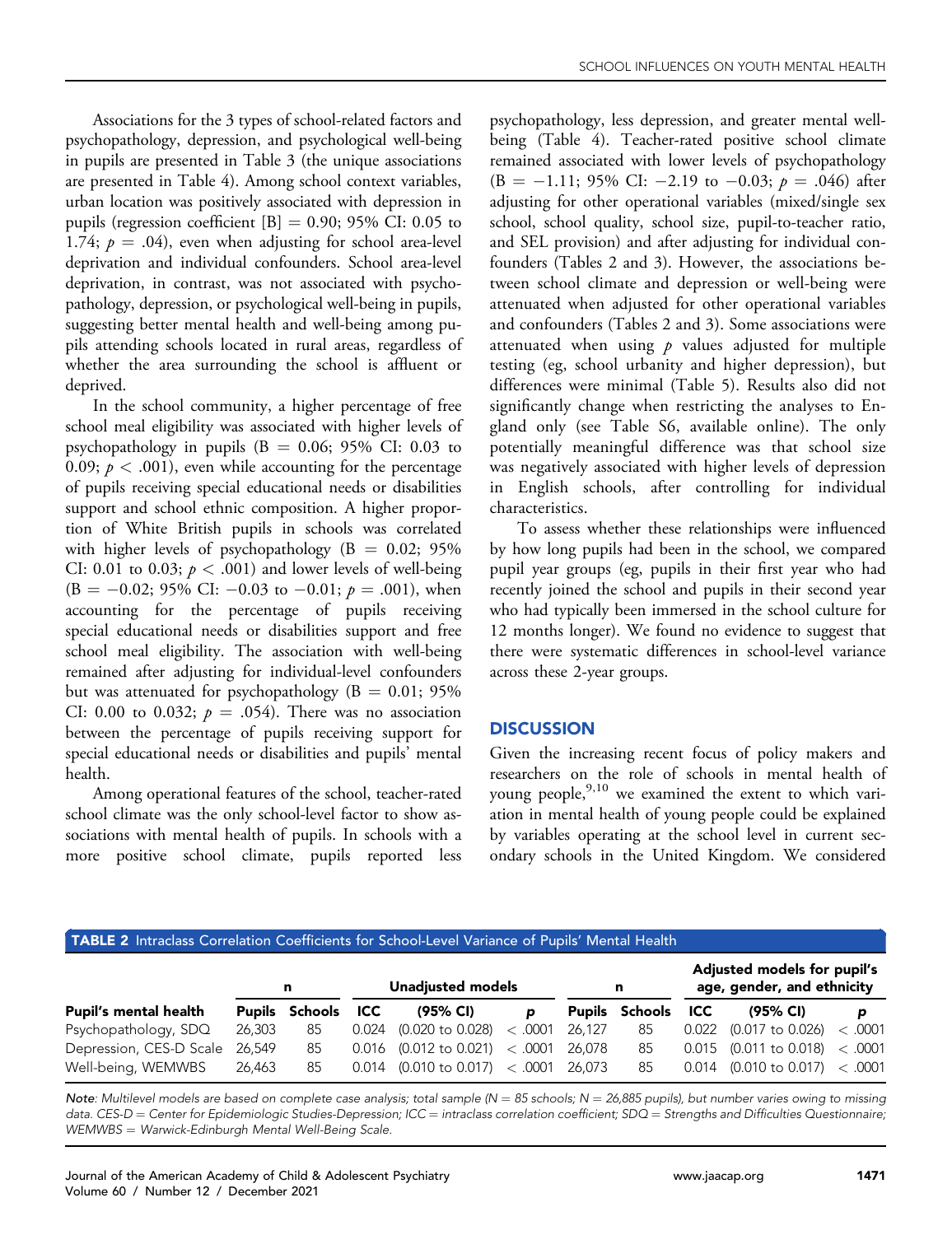Associations for the 3 types of school-related factors and psychopathology, depression, and psychological well-being in pupils are presented in Table 3 (the unique associations are presented in Table 4). Among school context variables, urban location was positively associated with depression in pupils (regression coefficient [B] = 0.90; 95% CI: 0.05 to 1.74; $p = .04$), even when adjusting for school area-level deprivation and individual confounders. School area-level deprivation, in contrast, was not associated with psychopathology, depression, or psychological well-being in pupils, suggesting better mental health and well-being among pupils attending schools located in rural areas, regardless of whether the area surrounding the school is affluent or deprived.

In the school community, a higher percentage of free school meal eligibility was associated with higher levels of psychopathology in pupils (B = 0.06; 95% CI: 0.03 to 0.09; $p < .001$), even while accounting for the percentage of pupils receiving special educational needs or disabilities support and school ethnic composition. A higher proportion of White British pupils in schools was correlated with higher levels of psychopathology (B = 0.02; 95% CI: 0.01 to 0.03; $p < .001$) and lower levels of well-being (B = −0.02; 95% CI: −0.03 to −0.01; $p = .001$), when accounting for the percentage of pupils receiving special educational needs or disabilities support and free school meal eligibility. The association with well-being remained after adjusting for individual-level confounders but was attenuated for psychopathology (B = 0.01; 95% CI: 0.00 to 0.032; $p = .054$). There was no association between the percentage of pupils receiving support for special educational needs or disabilities and pupils' mental health.

Among operational features of the school, teacher-rated school climate was the only school-level factor to show associations with mental health of pupils. In schools with a more positive school climate, pupils reported less psychopathology, less depression, and greater mental well-being (Table 4). Teacher-rated positive school climate remained associated with lower levels of psychopathology (B = −1.11; 95% CI: −2.19 to −0.03; $p = .046$) after adjusting for other operational variables (mixed/single sex school, school quality, school size, pupil-to-teacher ratio, and SEL provision) and after adjusting for individual confounders (Tables 2 and 3). However, the associations between school climate and depression or well-being were attenuated when adjusted for other operational variables and confounders (Tables 2 and 3). Some associations were attenuated when using $p$ values adjusted for multiple testing (eg, school urbanity and higher depression), but differences were minimal (Table 5). Results also did not significantly change when restricting the analyses to England only (see Table S6, available online). The only potentially meaningful difference was that school size was negatively associated with higher levels of depression in English schools, after controlling for individual characteristics.

To assess whether these relationships were influenced by how long pupils had been in the school, we compared pupil year groups (eg, pupils in their first year who had recently joined the school and pupils in their second year who had typically been immersed in the school culture for 12 months longer). We found no evidence to suggest that there were systematic differences in school-level variance across these 2-year groups.

## DISCUSSION

Given the increasing recent focus of policy makers and researchers on the role of schools in mental health of young people,[9,10] we examined the extent to which variation in mental health of young people could be explained by variables operating at the school level in current secondary schools in the United Kingdom. We considered

**TABLE 2** Intraclass Correlation Coefficients for School-Level Variance of Pupils' Mental Health

| | n | | Unadjusted models | | | n | | Adjusted models for pupil's age, gender, and ethnicity | | |
|---|---|---|---|---|---|---|---|---|---|---|
| **Pupil's mental health** | **Pupils** | **Schools** | **ICC** | **(95% CI)** | ***p*** | **Pupils** | **Schools** | **ICC** | **(95% CI)** | ***p*** |
| Psychopathology, SDQ | 26,303 | 85 | 0.024 | (0.020 to 0.028) | < .0001 | 26,127 | 85 | 0.022 | (0.017 to 0.026) | < .0001 |
| Depression, CES-D Scale | 26,549 | 85 | 0.016 | (0.012 to 0.021) | < .0001 | 26,078 | 85 | 0.015 | (0.011 to 0.018) | < .0001 |
| Well-being, WEMWBS | 26,463 | 85 | 0.014 | (0.010 to 0.017) | < .0001 | 26,073 | 85 | 0.014 | (0.010 to 0.017) | < .0001 |

*Note: Multilevel models are based on complete case analysis; total sample (N = 85 schools; N = 26,885 pupils), but number varies owing to missing data. CES-D = Center for Epidemiologic Studies-Depression; ICC = intraclass correlation coefficient; SDQ = Strengths and Difficulties Questionnaire; WEMWBS = Warwick-Edinburgh Mental Well-Being Scale.*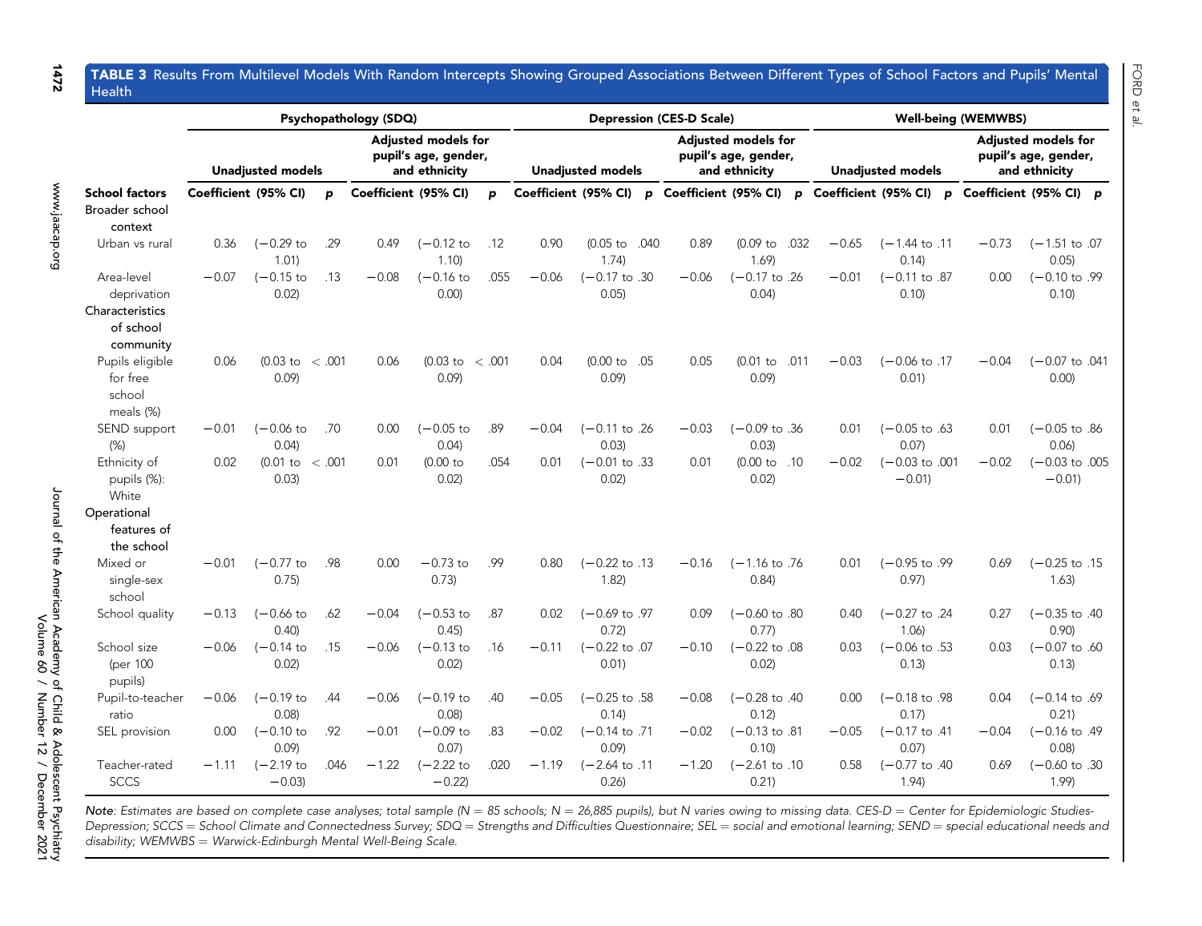**TABLE 3** Results From Multilevel Models With Random Intercepts Showing Grouped Associations Between Different Types of School Factors and Pupils' Mental Health

| | Psychopathology (SDQ) | | | | | | Depression (CES-D Scale) | | | | | | Well-being (WEMWBS) | | | | | |
|---|---|---|---|---|---|---|---|---|---|---|---|---|---|---|---|---|---|---|
| | Unadjusted models | | | Adjusted models for pupil's age, gender, and ethnicity | | | Unadjusted models | | | Adjusted models for pupil's age, gender, and ethnicity | | | Unadjusted models | | | Adjusted models for pupil's age, gender, and ethnicity | | |
| School factors | Coefficient | (95% CI) | p | Coefficient | (95% CI) | p | Coefficient | (95% CI) | p | Coefficient | (95% CI) | p | Coefficient | (95% CI) | p | Coefficient | (95% CI) | p |
| **Broader school context** | | | | | | | | | | | | | | | | | | |
| Urban vs rural | 0.36 | (−0.29 to 1.01) | .29 | 0.49 | (−0.12 to 1.10) | .12 | 0.90 | (0.05 to 1.74) | .040 | 0.89 | (0.09 to 1.69) | .032 | −0.65 | (−1.44 to 0.14) | .11 | −0.73 | (−1.51 to 0.05) | .07 |
| Area-level deprivation | −0.07 | (−0.15 to 0.02) | .13 | −0.08 | (−0.16 to 0.00) | .055 | −0.06 | (−0.17 to 0.05) | .30 | −0.06 | (−0.17 to 0.04) | .26 | −0.01 | (−0.11 to 0.10) | .87 | 0.00 | (−0.10 to 0.10) | .99 |
| **Characteristics of school community** | | | | | | | | | | | | | | | | | | |
| Pupils eligible for free school meals (%) | 0.06 | (0.03 to 0.09) | < .001 | 0.06 | (0.03 to 0.09) | < .001 | 0.04 | (0.00 to 0.09) | .05 | 0.05 | (0.01 to 0.09) | .011 | −0.03 | (−0.06 to 0.01) | .17 | −0.04 | (−0.07 to 0.00) | .041 |
| SEND support (%) | −0.01 | (−0.06 to 0.04) | .70 | 0.00 | (−0.05 to 0.04) | .89 | −0.04 | (−0.11 to 0.03) | .26 | −0.03 | (−0.09 to 0.03) | .36 | 0.01 | (−0.05 to 0.07) | .63 | 0.01 | (−0.05 to 0.06) | .86 |
| Ethnicity of pupils (%): White | 0.02 | (0.01 to 0.03) | < .001 | 0.01 | (0.00 to 0.02) | .054 | 0.01 | (−0.01 to 0.02) | .33 | 0.01 | (0.00 to 0.02) | .10 | −0.02 | (−0.03 to −0.01) | .001 | −0.02 | (−0.03 to −0.01) | .005 |
| **Operational features of the school** | | | | | | | | | | | | | | | | | | |
| Mixed or single-sex school | −0.01 | (−0.77 to 0.75) | .98 | 0.00 | −0.73 to 0.73) | .99 | 0.80 | (−0.22 to 1.82) | .13 | −0.16 | (−1.16 to 0.84) | .76 | 0.01 | (−0.95 to 0.97) | .99 | 0.69 | (−0.25 to 1.63) | .15 |
| School quality | −0.13 | (−0.66 to 0.40) | .62 | −0.04 | (−0.53 to 0.45) | .87 | 0.02 | (−0.69 to 0.72) | .97 | 0.09 | (−0.60 to 0.77) | .80 | 0.40 | (−0.27 to 1.06) | .24 | 0.27 | (−0.35 to 0.90) | .40 |
| School size (per 100 pupils) | −0.06 | (−0.14 to 0.02) | .15 | −0.06 | (−0.13 to 0.02) | .16 | −0.11 | (−0.22 to 0.01) | .07 | −0.10 | (−0.22 to 0.02) | .08 | 0.03 | (−0.06 to 0.13) | .53 | 0.03 | (−0.07 to 0.13) | .60 |
| Pupil-to-teacher ratio | −0.06 | (−0.19 to 0.08) | .44 | −0.06 | (−0.19 to 0.08) | .40 | −0.05 | (−0.25 to 0.14) | .58 | −0.08 | (−0.28 to 0.12) | .40 | 0.00 | (−0.18 to 0.17) | .98 | 0.04 | (−0.14 to 0.21) | .69 |
| SEL provision | 0.00 | (−0.10 to 0.09) | .92 | −0.01 | (−0.09 to 0.07) | .83 | −0.02 | (−0.14 to 0.09) | .71 | −0.02 | (−0.13 to 0.10) | .81 | −0.05 | (−0.17 to 0.07) | .41 | −0.04 | (−0.16 to 0.08) | .49 |
| Teacher-rated SCCS | −1.11 | (−2.19 to −0.03) | .046 | −1.22 | (−2.22 to −0.22) | .020 | −1.19 | (−2.64 to 0.26) | .11 | −1.20 | (−2.61 to 0.21) | .10 | 0.58 | (−0.77 to 1.94) | .40 | 0.69 | (−0.60 to 1.99) | .30 |

*Note*: Estimates are based on complete case analyses; total sample (N = 85 schools; N = 26,885 pupils), but N varies owing to missing data. CES-D = Center for Epidemiologic Studies-Depression; SCCS = School Climate and Connectedness Survey; SDQ = Strengths and Difficulties Questionnaire; SEL = social and emotional learning; SEND = special educational needs and disability; WEMWBS = Warwick-Edinburgh Mental Well-Being Scale.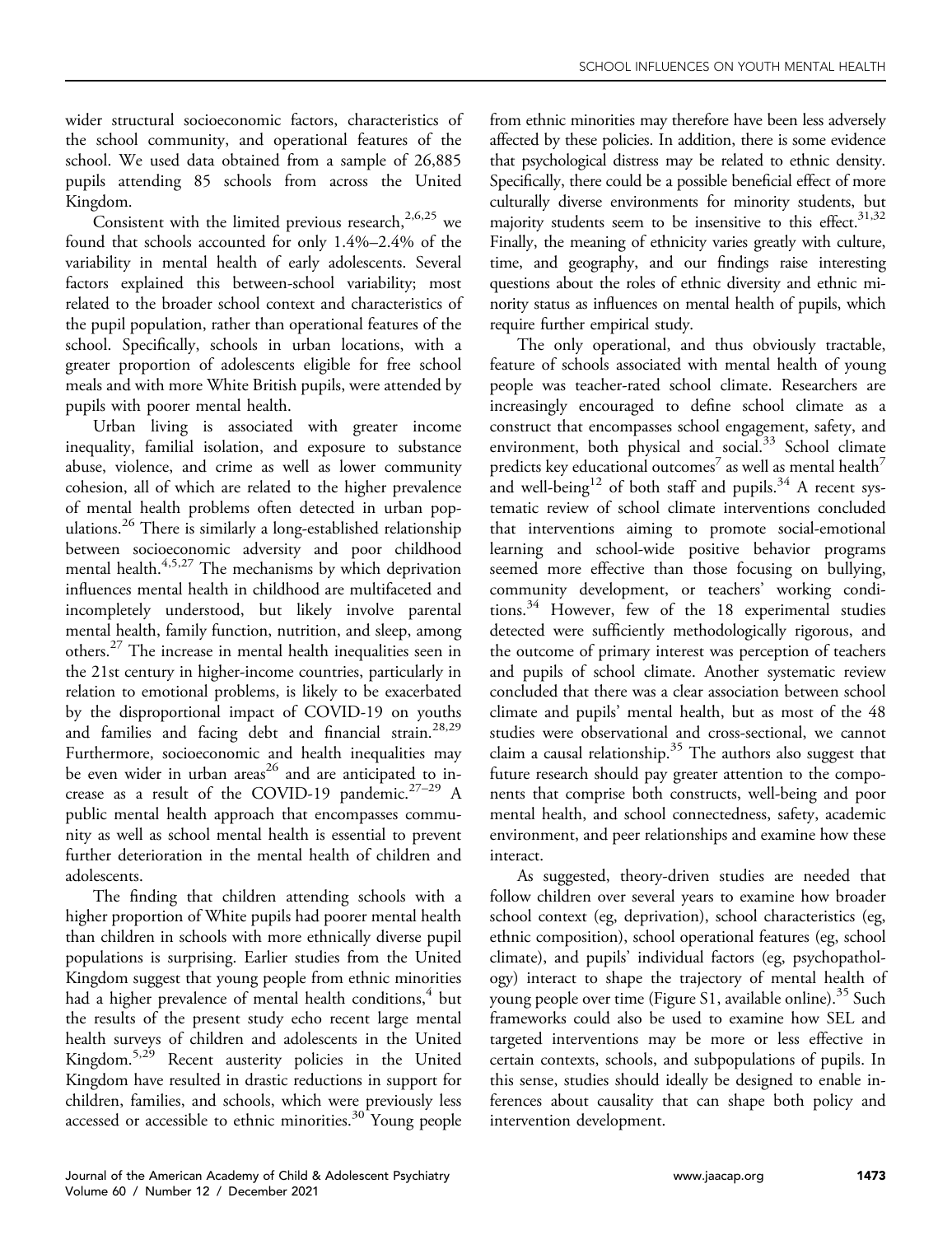wider structural socioeconomic factors, characteristics of the school community, and operational features of the school. We used data obtained from a sample of 26,885 pupils attending 85 schools from across the United Kingdom.

Consistent with the limited previous research,[2,6,25] we found that schools accounted for only 1.4%–2.4% of the variability in mental health of early adolescents. Several factors explained this between-school variability; most related to the broader school context and characteristics of the pupil population, rather than operational features of the school. Specifically, schools in urban locations, with a greater proportion of adolescents eligible for free school meals and with more White British pupils, were attended by pupils with poorer mental health.

Urban living is associated with greater income inequality, familial isolation, and exposure to substance abuse, violence, and crime as well as lower community cohesion, all of which are related to the higher prevalence of mental health problems often detected in urban populations.[26] There is similarly a long-established relationship between socioeconomic adversity and poor childhood mental health.[4,5,27] The mechanisms by which deprivation influences mental health in childhood are multifaceted and incompletely understood, but likely involve parental mental health, family function, nutrition, and sleep, among others.[27] The increase in mental health inequalities seen in the 21st century in higher-income countries, particularly in relation to emotional problems, is likely to be exacerbated by the disproportional impact of COVID-19 on youths and families and facing debt and financial strain.[28,29] Furthermore, socioeconomic and health inequalities may be even wider in urban areas[26] and are anticipated to increase as a result of the COVID-19 pandemic.[27–29] A public mental health approach that encompasses community as well as school mental health is essential to prevent further deterioration in the mental health of children and adolescents.

The finding that children attending schools with a higher proportion of White pupils had poorer mental health than children in schools with more ethnically diverse pupil populations is surprising. Earlier studies from the United Kingdom suggest that young people from ethnic minorities had a higher prevalence of mental health conditions,[4] but the results of the present study echo recent large mental health surveys of children and adolescents in the United Kingdom.[5,29] Recent austerity policies in the United Kingdom have resulted in drastic reductions in support for children, families, and schools, which were previously less accessed or accessible to ethnic minorities.[30] Young people from ethnic minorities may therefore have been less adversely affected by these policies. In addition, there is some evidence that psychological distress may be related to ethnic density. Specifically, there could be a possible beneficial effect of more culturally diverse environments for minority students, but majority students seem to be insensitive to this effect.[31,32] Finally, the meaning of ethnicity varies greatly with culture, time, and geography, and our findings raise interesting questions about the roles of ethnic diversity and ethnic minority status as influences on mental health of pupils, which require further empirical study.

The only operational, and thus obviously tractable, feature of schools associated with mental health of young people was teacher-rated school climate. Researchers are increasingly encouraged to define school climate as a construct that encompasses school engagement, safety, and environment, both physical and social.[33] School climate predicts key educational outcomes[7] as well as mental health[7] and well-being[12] of both staff and pupils.[34] A recent systematic review of school climate interventions concluded that interventions aiming to promote social-emotional learning and school-wide positive behavior programs seemed more effective than those focusing on bullying, community development, or teachers' working conditions.[34] However, few of the 18 experimental studies detected were sufficiently methodologically rigorous, and the outcome of primary interest was perception of teachers and pupils of school climate. Another systematic review concluded that there was a clear association between school climate and pupils' mental health, but as most of the 48 studies were observational and cross-sectional, we cannot claim a causal relationship.[35] The authors also suggest that future research should pay greater attention to the components that comprise both constructs, well-being and poor mental health, and school connectedness, safety, academic environment, and peer relationships and examine how these interact.

As suggested, theory-driven studies are needed that follow children over several years to examine how broader school context (eg, deprivation), school characteristics (eg, ethnic composition), school operational features (eg, school climate), and pupils' individual factors (eg, psychopathology) interact to shape the trajectory of mental health of young people over time (Figure S1, available online).[35] Such frameworks could also be used to examine how SEL and targeted interventions may be more or less effective in certain contexts, schools, and subpopulations of pupils. In this sense, studies should ideally be designed to enable inferences about causality that can shape both policy and intervention development.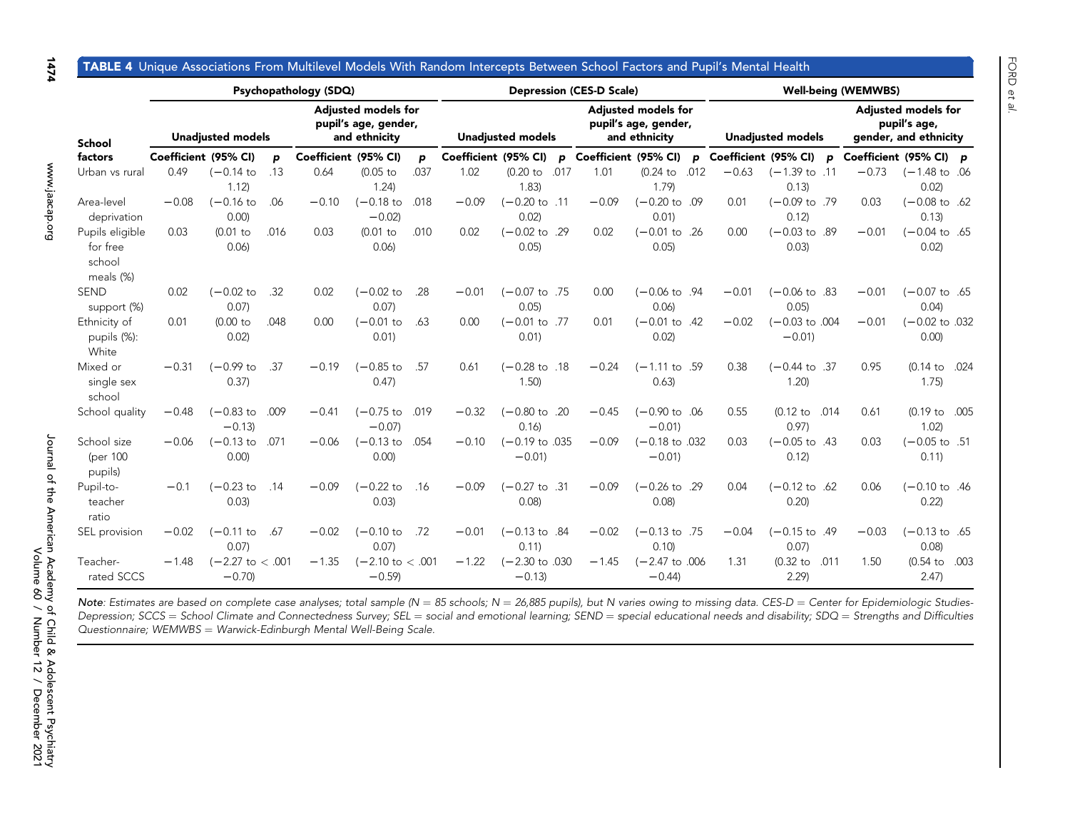**TABLE 4** Unique Associations From Multilevel Models With Random Intercepts Between School Factors and Pupil's Mental Health

| School factors | Psychopathology (SDQ) | | | | | | Depression (CES-D Scale) | | | | | | Well-being (WEMWBS) | | | | | |
|---|---|---|---|---|---|---|---|---|---|---|---|---|---|---|---|---|---|---|
| | Unadjusted models | | | Adjusted models for pupil's age, gender, and ethnicity | | | Unadjusted models | | | Adjusted models for pupil's age, gender, and ethnicity | | | Unadjusted models | | | Adjusted models for pupil's age, gender, and ethnicity | | |
| | Coefficient | (95% CI) | p | Coefficient | (95% CI) | p | Coefficient | (95% CI) | p | Coefficient | (95% CI) | p | Coefficient | (95% CI) | p | Coefficient | (95% CI) | p |
| Urban vs rural | 0.49 | (−0.14 to 1.12) | .13 | 0.64 | (0.05 to 1.24) | .037 | 1.02 | (0.20 to 1.83) | .017 | 1.01 | (0.24 to 1.79) | .012 | −0.63 | (−1.39 to 0.13) | .11 | −0.73 | (−1.48 to 0.02) | .06 |
| Area-level deprivation | −0.08 | (−0.16 to 0.00) | .06 | −0.10 | (−0.18 to −0.02) | .018 | −0.09 | (−0.20 to 0.02) | .11 | −0.09 | (−0.20 to 0.01) | .09 | 0.01 | (−0.09 to 0.12) | .79 | 0.03 | (−0.08 to 0.13) | .62 |
| Pupils eligible for free school meals (%) | 0.03 | (0.01 to 0.06) | .016 | 0.03 | (0.01 to 0.06) | .010 | 0.02 | (−0.02 to 0.05) | .29 | 0.02 | (−0.01 to 0.05) | .26 | 0.00 | (−0.03 to 0.03) | .89 | −0.01 | (−0.04 to 0.02) | .65 |
| SEND support (%) | 0.02 | (−0.02 to 0.07) | .32 | 0.02 | (−0.02 to 0.07) | .28 | −0.01 | (−0.07 to 0.05) | .75 | 0.00 | (−0.06 to 0.06) | .94 | −0.01 | (−0.06 to 0.05) | .83 | −0.01 | (−0.07 to 0.04) | .65 |
| Ethnicity of pupils (%): White | 0.01 | (0.00 to 0.02) | .048 | 0.00 | (−0.01 to 0.01) | .63 | 0.00 | (−0.01 to 0.01) | .77 | 0.01 | (−0.01 to 0.02) | .42 | −0.02 | (−0.03 to −0.01) | .004 | −0.01 | (−0.02 to 0.00) | .032 |
| Mixed or single sex school | −0.31 | (−0.99 to 0.37) | .37 | −0.19 | (−0.85 to 0.47) | .57 | 0.61 | (−0.28 to 1.50) | .18 | −0.24 | (−1.11 to 0.63) | .59 | 0.38 | (−0.44 to 1.20) | .37 | 0.95 | (0.14 to 1.75) | .024 |
| School quality | −0.48 | (−0.83 to −0.13) | .009 | −0.41 | (−0.75 to −0.07) | .019 | −0.32 | (−0.80 to 0.16) | .20 | −0.45 | (−0.90 to −0.01) | .06 | 0.55 | (0.12 to 0.97) | .014 | 0.61 | (0.19 to 1.02) | .005 |
| School size (per 100 pupils) | −0.06 | (−0.13 to 0.00) | .071 | −0.06 | (−0.13 to 0.00) | .054 | −0.10 | (−0.19 to −0.01) | .035 | −0.09 | (−0.18 to −0.01) | .032 | 0.03 | (−0.05 to 0.12) | .43 | 0.03 | (−0.05 to 0.11) | .51 |
| Pupil-to-teacher ratio | −0.1 | (−0.23 to 0.03) | .14 | −0.09 | (−0.22 to 0.03) | .16 | −0.09 | (−0.27 to 0.08) | .31 | −0.09 | (−0.26 to 0.08) | .29 | 0.04 | (−0.12 to 0.20) | .62 | 0.06 | (−0.10 to 0.22) | .46 |
| SEL provision | −0.02 | (−0.11 to 0.07) | .67 | −0.02 | (−0.10 to 0.07) | .72 | −0.01 | (−0.13 to 0.11) | .84 | −0.02 | (−0.13 to 0.10) | .75 | −0.04 | (−0.15 to 0.07) | .49 | −0.03 | (−0.13 to 0.08) | .65 |
| Teacher-rated SCCS | −1.48 | (−2.27 to −0.70) | < .001 | −1.35 | (−2.10 to −0.59) | < .001 | −1.22 | (−2.30 to −0.13) | .030 | −1.45 | (−2.47 to −0.44) | .006 | 1.31 | (0.32 to 2.29) | .011 | 1.50 | (0.54 to 2.47) | .003 |

*Note: Estimates are based on complete case analyses; total sample (N = 85 schools; N = 26,885 pupils), but N varies owing to missing data. CES-D = Center for Epidemiologic Studies-Depression; SCCS = School Climate and Connectedness Survey; SEL = social and emotional learning; SEND = special educational needs and disability; SDQ = Strengths and Difficulties Questionnaire; WEMWBS = Warwick-Edinburgh Mental Well-Being Scale.*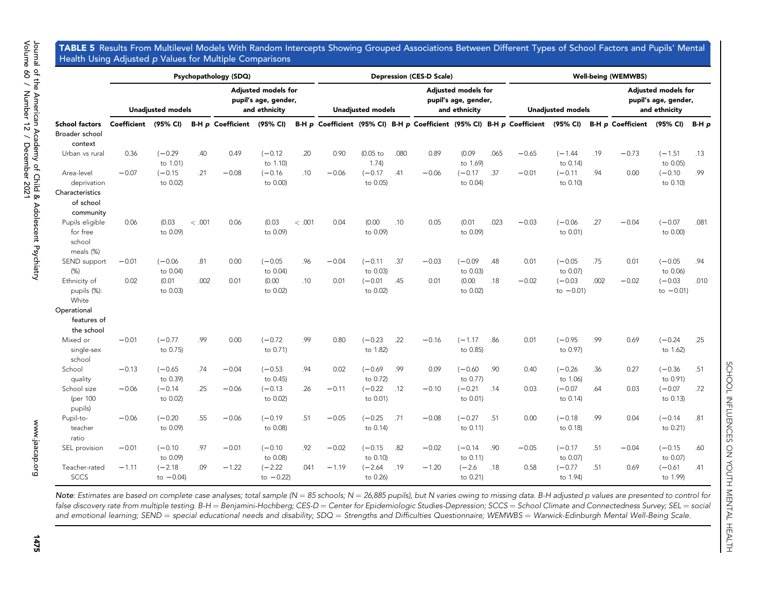**TABLE 5** Results From Multilevel Models With Random Intercepts Showing Grouped Associations Between Different Types of School Factors and Pupils' Mental Health Using Adjusted *p* Values for Multiple Comparisons

| | Psychopathology (SDQ) | | | | | | Depression (CES-D Scale) | | | | | | Well-being (WEMWBS) | | | | | |
|---|---|---|---|---|---|---|---|---|---|---|---|---|---|---|---|---|---|---|
| | Unadjusted models | | | Adjusted models for pupil's age, gender, and ethnicity | | | Unadjusted models | | | Adjusted models for pupil's age, gender, and ethnicity | | | Unadjusted models | | | Adjusted models for pupil's age, gender, and ethnicity | | |
| **School factors** | **Coefficient** | **(95% CI)** | **B-H *p*** | **Coefficient** | **(95% CI)** | **B-H *p*** | **Coefficient** | **(95% CI)** | **B-H *p*** | **Coefficient** | **(95% CI)** | **B-H *p*** | **Coefficient** | **(95% CI)** | **B-H *p*** | **Coefficient** | **(95% CI)** | **B-H *p*** |
| Broader school context | | | | | | | | | | | | | | | | | | |
| Urban vs rural | 0.36 | (−0.29 to 1.01) | .40 | 0.49 | (−0.12 to 1.10) | .20 | 0.90 | (0.05 to 1.74) | .080 | 0.89 | (0.09 to 1.69) | .065 | −0.65 | (−1.44 to 0.14) | .19 | −0.73 | (−1.51 to 0.05) | .13 |
| Area-level deprivation | −0.07 | (−0.15 to 0.02) | .21 | −0.08 | (−0.16 to 0.00) | .10 | −0.06 | (−0.17 to 0.05) | .41 | −0.06 | (−0.17 to 0.04) | .37 | −0.01 | (−0.11 to 0.10) | .94 | 0.00 | (−0.10 to 0.10) | .99 |
| Characteristics of school community | | | | | | | | | | | | | | | | | | |
| Pupils eligible for free school meals (%) | 0.06 | (0.03 to 0.09) | < .001 | 0.06 | (0.03 to 0.09) | < .001 | 0.04 | (0.00 to 0.09) | .10 | 0.05 | (0.01 to 0.09) | .023 | −0.03 | (−0.06 to 0.01) | .27 | −0.04 | (−0.07 to 0.00) | .081 |
| SEND support (%) | −0.01 | (−0.06 to 0.04) | .81 | 0.00 | (−0.05 to 0.04) | .96 | −0.04 | (−0.11 to 0.03) | .37 | −0.03 | (−0.09 to 0.03) | .48 | 0.01 | (−0.05 to 0.07) | .75 | 0.01 | (−0.05 to 0.06) | .94 |
| Ethnicity of pupils (%): White | 0.02 | (0.01 to 0.03) | .002 | 0.01 | (0.00 to 0.02) | .10 | 0.01 | (−0.01 to 0.02) | .45 | 0.01 | (0.00 to 0.02) | .18 | −0.02 | (−0.03 to −0.01) | .002 | −0.02 | (−0.03 to −0.01) | .010 |
| Operational features of the school | | | | | | | | | | | | | | | | | | |
| Mixed or single-sex school | −0.01 | (−0.77 to 0.75) | .99 | 0.00 | (−0.72 to 0.71) | .99 | 0.80 | (−0.23 to 1.82) | .22 | −0.16 | (−1.17 to 0.85) | .86 | 0.01 | (−0.95 to 0.97) | .99 | 0.69 | (−0.24 to 1.62) | .25 |
| School quality | −0.13 | (−0.65 to 0.39) | .74 | −0.04 | (−0.53 to 0.45) | .94 | 0.02 | (−0.69 to 0.72) | .99 | 0.09 | (−0.60 to 0.77) | .90 | 0.40 | (−0.26 to 1.06) | .36 | 0.27 | (−0.36 to 0.91) | .51 |
| School size (per 100 pupils) | −0.06 | (−0.14 to 0.02) | .25 | −0.06 | (−0.13 to 0.02) | .26 | −0.11 | (−0.22 to 0.01) | .12 | −0.10 | (−0.21 to 0.01) | .14 | 0.03 | (−0.07 to 0.14) | .64 | 0.03 | (−0.07 to 0.13) | .72 |
| Pupil-to-teacher ratio | −0.06 | (−0.20 to 0.09) | .55 | −0.06 | (−0.19 to 0.08) | .51 | −0.05 | (−0.25 to 0.14) | .71 | −0.08 | (−0.27 to 0.11) | .51 | 0.00 | (−0.18 to 0.18) | .99 | 0.04 | (−0.14 to 0.21) | .81 |
| SEL provision | −0.01 | (−0.10 to 0.09) | .97 | −0.01 | (−0.10 to 0.08) | .92 | −0.02 | (−0.15 to 0.10) | .82 | −0.02 | (−0.14 to 0.11) | .90 | −0.05 | (−0.17 to 0.07) | .51 | −0.04 | (−0.15 to 0.07) | .60 |
| Teacher-rated SCCS | −1.11 | (−2.18 to −0.04) | .09 | −1.22 | (−2.22 to −0.22) | .041 | −1.19 | (−2.64 to 0.26) | .19 | −1.20 | (−2.6 to 0.21) | .18 | 0.58 | (−0.77 to 1.94) | .51 | 0.69 | (−0.61 to 1.99) | .41 |

*Note: Estimates are based on complete case analyses; total sample (N = 85 schools; N = 26,885 pupils), but N varies owing to missing data. B-H adjusted p values are presented to control for false discovery rate from multiple testing. B-H = Benjamini-Hochberg; CES-D = Center for Epidemiologic Studies-Depression; SCCS = School Climate and Connectedness Survey; SEL = social and emotional learning; SEND = special educational needs and disability; SDQ = Strengths and Difficulties Questionnaire; WEMWBS = Warwick-Edinburgh Mental Well-Being Scale.*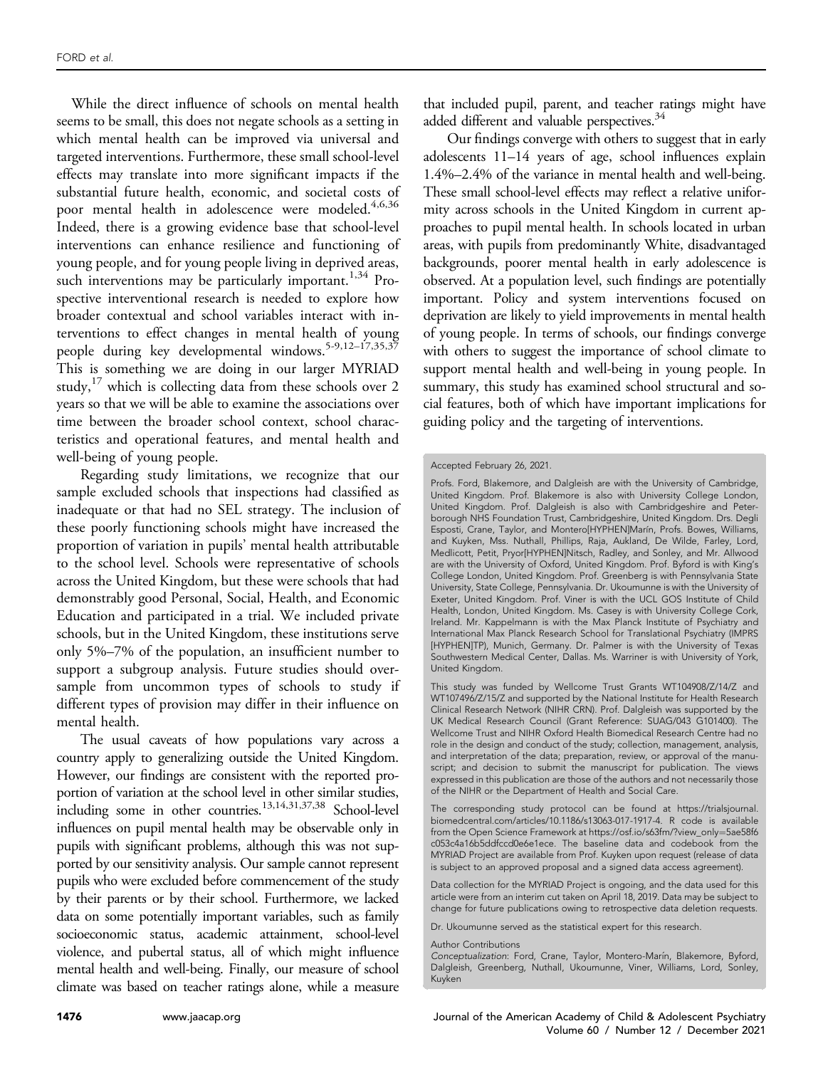While the direct influence of schools on mental health seems to be small, this does not negate schools as a setting in which mental health can be improved via universal and targeted interventions. Furthermore, these small school-level effects may translate into more significant impacts if the substantial future health, economic, and societal costs of poor mental health in adolescence were modeled.[4,6,36] Indeed, there is a growing evidence base that school-level interventions can enhance resilience and functioning of young people, and for young people living in deprived areas, such interventions may be particularly important.[1,34] Prospective interventional research is needed to explore how broader contextual and school variables interact with interventions to effect changes in mental health of young people during key developmental windows.[5-9,12–17,35,37] This is something we are doing in our larger MYRIAD study,[17] which is collecting data from these schools over 2 years so that we will be able to examine the associations over time between the broader school context, school characteristics and operational features, and mental health and well-being of young people.

Regarding study limitations, we recognize that our sample excluded schools that inspections had classified as inadequate or that had no SEL strategy. The inclusion of these poorly functioning schools might have increased the proportion of variation in pupils' mental health attributable to the school level. Schools were representative of schools across the United Kingdom, but these were schools that had demonstrably good Personal, Social, Health, and Economic Education and participated in a trial. We included private schools, but in the United Kingdom, these institutions serve only 5%–7% of the population, an insufficient number to support a subgroup analysis. Future studies should oversample from uncommon types of schools to study if different types of provision may differ in their influence on mental health.

The usual caveats of how populations vary across a country apply to generalizing outside the United Kingdom. However, our findings are consistent with the reported proportion of variation at the school level in other similar studies, including some in other countries.[13,14,31,37,38] School-level influences on pupil mental health may be observable only in pupils with significant problems, although this was not supported by our sensitivity analysis. Our sample cannot represent pupils who were excluded before commencement of the study by their parents or by their school. Furthermore, we lacked data on some potentially important variables, such as family socioeconomic status, academic attainment, school-level violence, and pubertal status, all of which might influence mental health and well-being. Finally, our measure of school climate was based on teacher ratings alone, while a measure that included pupil, parent, and teacher ratings might have added different and valuable perspectives.[34]

Our findings converge with others to suggest that in early adolescents 11–14 years of age, school influences explain 1.4%–2.4% of the variance in mental health and well-being. These small school-level effects may reflect a relative uniformity across schools in the United Kingdom in current approaches to pupil mental health. In schools located in urban areas, with pupils from predominantly White, disadvantaged backgrounds, poorer mental health in early adolescence is observed. At a population level, such findings are potentially important. Policy and system interventions focused on deprivation are likely to yield improvements in mental health of young people. In terms of schools, our findings converge with others to suggest the importance of school climate to support mental health and well-being in young people. In summary, this study has examined school structural and social features, both of which have important implications for guiding policy and the targeting of interventions.

Accepted February 26, 2021.

Profs. Ford, Blakemore, and Dalgleish are with the University of Cambridge, United Kingdom. Prof. Blakemore is also with University College London, United Kingdom. Prof. Dalgleish is also with Cambridgeshire and Peterborough NHS Foundation Trust, Cambridgeshire, United Kingdom. Drs. Degli Esposti, Crane, Taylor, and Montero[HYPHEN]Marín, Profs. Bowes, Williams, and Kuyken, Mss. Nuthall, Phillips, Raja, Aukland, De Wilde, Farley, Lord, Medlicott, Petit, Pryor[HYPHEN]Nitsch, Radley, and Sonley, and Mr. Allwood are with the University of Oxford, United Kingdom. Prof. Byford is with King's College London, United Kingdom. Prof. Greenberg is with Pennsylvania State University, State College, Pennsylvania. Dr. Ukoumunne is with the University of Exeter, United Kingdom. Prof. Viner is with the UCL GOS Institute of Child Health, London, United Kingdom. Ms. Casey is with University College Cork, Ireland. Mr. Kappelmann is with the Max Planck Institute of Psychiatry and International Max Planck Research School for Translational Psychiatry (IMPRS [HYPHEN]TP), Munich, Germany. Dr. Palmer is with the University of Texas Southwestern Medical Center, Dallas. Ms. Warriner is with University of York, United Kingdom.

This study was funded by Wellcome Trust Grants WT104908/Z/14/Z and WT107496/Z/15/Z and supported by the National Institute for Health Research Clinical Research Network (NIHR CRN). Prof. Dalgleish was supported by the UK Medical Research Council (Grant Reference: SUAG/043 G101400). The Wellcome Trust and NIHR Oxford Health Biomedical Research Centre had no role in the design and conduct of the study; collection, management, analysis, and interpretation of the data; preparation, review, or approval of the manuscript; and decision to submit the manuscript for publication. The views expressed in this publication are those of the authors and not necessarily those of the NIHR or the Department of Health and Social Care.

The corresponding study protocol can be found at https://trialsjournal.biomedcentral.com/articles/10.1186/s13063-017-1917-4. R code is available from the Open Science Framework at https://osf.io/s63fm/?view_only=5ae58f6c053c4a16b5ddfccd0e6e1ece. The baseline data and codebook from the MYRIAD Project are available from Prof. Kuyken upon request (release of data is subject to an approved proposal and a signed data access agreement).

Data collection for the MYRIAD Project is ongoing, and the data used for this article were from an interim cut taken on April 18, 2019. Data may be subject to change for future publications owing to retrospective data deletion requests.

Dr. Ukoumunne served as the statistical expert for this research.

Author Contributions

*Conceptualization*: Ford, Crane, Taylor, Montero-Marín, Blakemore, Byford, Dalgleish, Greenberg, Nuthall, Ukoumunne, Viner, Williams, Lord, Sonley, Kuyken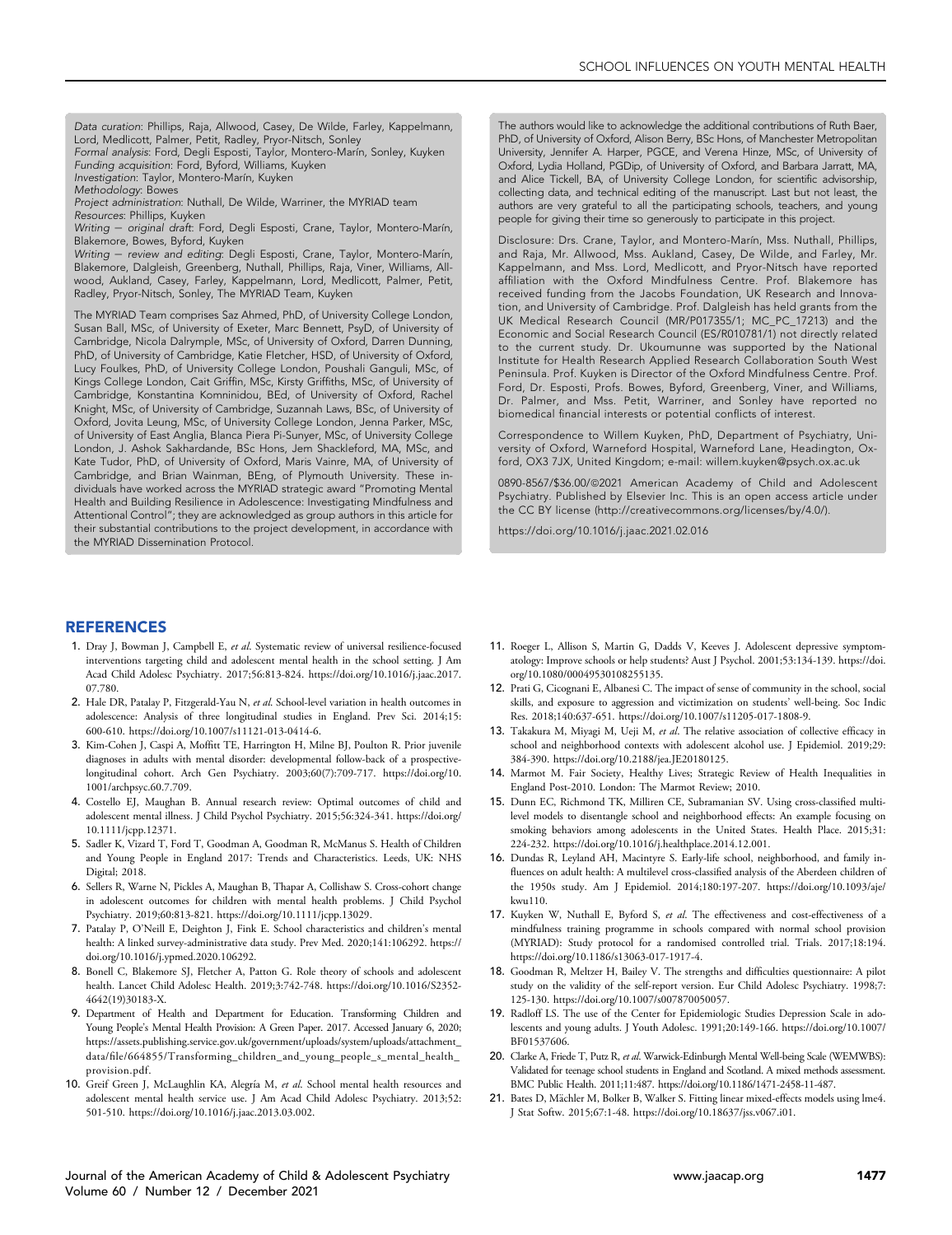*Data curation*: Phillips, Raja, Allwood, Casey, De Wilde, Farley, Kappelmann, Lord, Medlicott, Palmer, Petit, Radley, Pryor-Nitsch, Sonley
*Formal analysis*: Ford, Degli Esposti, Taylor, Montero-Marín, Sonley, Kuyken
*Funding acquisition*: Ford, Byford, Williams, Kuyken
*Investigation*: Taylor, Montero-Marín, Kuyken
*Methodology*: Bowes
*Project administration*: Nuthall, De Wilde, Warriner, the MYRIAD team
*Resources*: Phillips, Kuyken
*Writing – original draft*: Ford, Degli Esposti, Crane, Taylor, Montero-Marín, Blakemore, Bowes, Byford, Kuyken
*Writing – review and editing*: Degli Esposti, Crane, Taylor, Montero-Marín, Blakemore, Dalgleish, Greenberg, Nuthall, Phillips, Raja, Viner, Williams, Allwood, Aukland, Casey, Farley, Kappelmann, Lord, Medlicott, Palmer, Petit, Radley, Pryor-Nitsch, Sonley, The MYRIAD Team, Kuyken

The MYRIAD Team comprises Saz Ahmed, PhD, of University College London, Susan Ball, MSc, of University of Exeter, Marc Bennett, PsyD, of University of Cambridge, Nicola Dalrymple, MSc, of University of Oxford, Darren Dunning, PhD, of University of Cambridge, Katie Fletcher, HSD, of University of Oxford, Lucy Foulkes, PhD, of University College London, Poushali Ganguli, MSc, of Kings College London, Cait Griffin, MSc, Kirsty Griffiths, MSc, of University of Cambridge, Konstantina Komninidou, BEd, of University of Oxford, Rachel Knight, MSc, of University of Cambridge, Suzannah Laws, BSc, of University of Oxford, Jovita Leung, MSc, of University College London, Jenna Parker, MSc, of University of East Anglia, Blanca Piera Pi-Sunyer, MSc, of University College London, J. Ashok Sakhardande, BSc Hons, Jem Shackleford, MA, MSc, and Kate Tudor, PhD, of University of Oxford, Maris Vainre, MA, of University of Cambridge, and Brian Wainman, BEng, of Plymouth University. These individuals have worked across the MYRIAD strategic award "Promoting Mental Health and Building Resilience in Adolescence: Investigating Mindfulness and Attentional Control"; they are acknowledged as group authors in this article for their substantial contributions to the project development, in accordance with the MYRIAD Dissemination Protocol.

The authors would like to acknowledge the additional contributions of Ruth Baer, PhD, of University of Oxford, Alison Berry, BSc Hons, of Manchester Metropolitan University, Jennifer A. Harper, PGCE, and Verena Hinze, MSc, of University of Oxford, Lydia Holland, PGDip, of University of Oxford, and Barbara Jarratt, MA, and Alice Tickell, BA, of University College London, for scientific advisorship, collecting data, and technical editing of the manuscript. Last but not least, the authors are very grateful to all the participating schools, teachers, and young people for giving their time so generously to participate in this project.

Disclosure: Drs. Crane, Taylor, and Montero-Marín, Mss. Nuthall, Phillips, and Raja, Mr. Allwood, Mss. Aukland, Casey, De Wilde, and Farley, Mr. Kappelmann, and Mss. Lord, Medlicott, and Pryor-Nitsch have reported affiliation with the Oxford Mindfulness Centre. Prof. Blakemore has received funding from the Jacobs Foundation, UK Research and Innovation, and University of Cambridge. Prof. Dalgleish has held grants from the UK Medical Research Council (MR/P017355/1; MC_PC_17213) and the Economic and Social Research Council (ES/R010781/1) not directly related to the current study. Dr. Ukoumunne was supported by the National Institute for Health Research Applied Research Collaboration South West Peninsula. Prof. Kuyken is Director of the Oxford Mindfulness Centre. Prof. Ford, Dr. Esposti, Profs. Bowes, Byford, Greenberg, Viner, and Williams, Dr. Palmer, and Mss. Petit, Warriner, and Sonley have reported no biomedical financial interests or potential conflicts of interest.

Correspondence to Willem Kuyken, PhD, Department of Psychiatry, University of Oxford, Warneford Hospital, Warneford Lane, Headington, Oxford, OX3 7JX, United Kingdom; e-mail: willem.kuyken@psych.ox.ac.uk

0890-8567/$36.00/©2021 American Academy of Child and Adolescent Psychiatry. Published by Elsevier Inc. This is an open access article under the CC BY license (http://creativecommons.org/licenses/by/4.0/).

https://doi.org/10.1016/j.jaac.2021.02.016

## REFERENCES

1. Dray J, Bowman J, Campbell E, *et al*. Systematic review of universal resilience-focused interventions targeting child and adolescent mental health in the school setting. J Am Acad Child Adolesc Psychiatry. 2017;56:813-824. https://doi.org/10.1016/j.jaac.2017.07.780.
2. Hale DR, Patalay P, Fitzgerald-Yau N, *et al*. School-level variation in health outcomes in adolescence: Analysis of three longitudinal studies in England. Prev Sci. 2014;15:600-610. https://doi.org/10.1007/s11121-013-0414-6.
3. Kim-Cohen J, Caspi A, Moffitt TE, Harrington H, Milne BJ, Poulton R. Prior juvenile diagnoses in adults with mental disorder: developmental follow-back of a prospective-longitudinal cohort. Arch Gen Psychiatry. 2003;60(7):709-717. https://doi.org/10.1001/archpsyc.60.7.709.
4. Costello EJ, Maughan B. Annual research review: Optimal outcomes of child and adolescent mental illness. J Child Psychol Psychiatry. 2015;56:324-341. https://doi.org/10.1111/jcpp.12371.
5. Sadler K, Vizard T, Ford T, Goodman A, Goodman R, McManus S. Health of Children and Young People in England 2017: Trends and Characteristics. Leeds, UK: NHS Digital; 2018.
6. Sellers R, Warne N, Pickles A, Maughan B, Thapar A, Collishaw S. Cross-cohort change in adolescent outcomes for children with mental health problems. J Child Psychol Psychiatry. 2019;60:813-821. https://doi.org/10.1111/jcpp.13029.
7. Patalay P, O'Neill E, Deighton J, Fink E. School characteristics and children's mental health: A linked survey-administrative data study. Prev Med. 2020;141:106292. https://doi.org/10.1016/j.ypmed.2020.106292.
8. Bonell C, Blakemore SJ, Fletcher A, Patton G. Role theory of schools and adolescent health. Lancet Child Adolesc Health. 2019;3:742-748. https://doi.org/10.1016/S2352-4642(19)30183-X.
9. Department of Health and Department for Education. Transforming Children and Young People's Mental Health Provision: A Green Paper. 2017. Accessed January 6, 2020; https://assets.publishing.service.gov.uk/government/uploads/system/uploads/attachment_data/file/664855/Transforming_children_and_young_people_s_mental_health_provision.pdf.
10. Greif Green J, McLaughlin KA, Alegría M, *et al*. School mental health resources and adolescent mental health service use. J Am Acad Child Adolesc Psychiatry. 2013;52:501-510. https://doi.org/10.1016/j.jaac.2013.03.002.
11. Roeger L, Allison S, Martin G, Dadds V, Keeves J. Adolescent depressive symptomatology: Improve schools or help students? Aust J Psychol. 2001;53:134-139. https://doi.org/10.1080/00049530108255135.
12. Prati G, Cicognani E, Albanesi C. The impact of sense of community in the school, social skills, and exposure to aggression and victimization on students' well-being. Soc Indic Res. 2018;140:637-651. https://doi.org/10.1007/s11205-017-1808-9.
13. Takakura M, Miyagi M, Ueji M, *et al*. The relative association of collective efficacy in school and neighborhood contexts with adolescent alcohol use. J Epidemiol. 2019;29:384-390. https://doi.org/10.2188/jea.JE20180125.
14. Marmot M. Fair Society, Healthy Lives; Strategic Review of Health Inequalities in England Post-2010. London: The Marmot Review; 2010.
15. Dunn EC, Richmond TK, Milliren CE, Subramanian SV. Using cross-classified multilevel models to disentangle school and neighborhood effects: An example focusing on smoking behaviors among adolescents in the United States. Health Place. 2015;31:224-232. https://doi.org/10.1016/j.healthplace.2014.12.001.
16. Dundas R, Leyland AH, Macintyre S. Early-life school, neighborhood, and family influences on adult health: A multilevel cross-classified analysis of the Aberdeen children of the 1950s study. Am J Epidemiol. 2014;180:197-207. https://doi.org/10.1093/aje/kwu110.
17. Kuyken W, Nuthall E, Byford S, *et al*. The effectiveness and cost-effectiveness of a mindfulness training programme in schools compared with normal school provision (MYRIAD): Study protocol for a randomised controlled trial. Trials. 2017;18:194. https://doi.org/10.1186/s13063-017-1917-4.
18. Goodman R, Meltzer H, Bailey V. The strengths and difficulties questionnaire: A pilot study on the validity of the self-report version. Eur Child Adolesc Psychiatry. 1998;7:125-130. https://doi.org/10.1007/s007870050057.
19. Radloff LS. The use of the Center for Epidemiologic Studies Depression Scale in adolescents and young adults. J Youth Adolesc. 1991;20:149-166. https://doi.org/10.1007/BF01537606.
20. Clarke A, Friede T, Putz R, *et al*. Warwick-Edinburgh Mental Well-being Scale (WEMWBS): Validated for teenage school students in England and Scotland. A mixed methods assessment. BMC Public Health. 2011;11:487. https://doi.org/10.1186/1471-2458-11-487.
21. Bates D, Mächler M, Bolker B, Walker S. Fitting linear mixed-effects models using lme4. J Stat Softw. 2015;67:1-48. https://doi.org/10.18637/jss.v067.i01.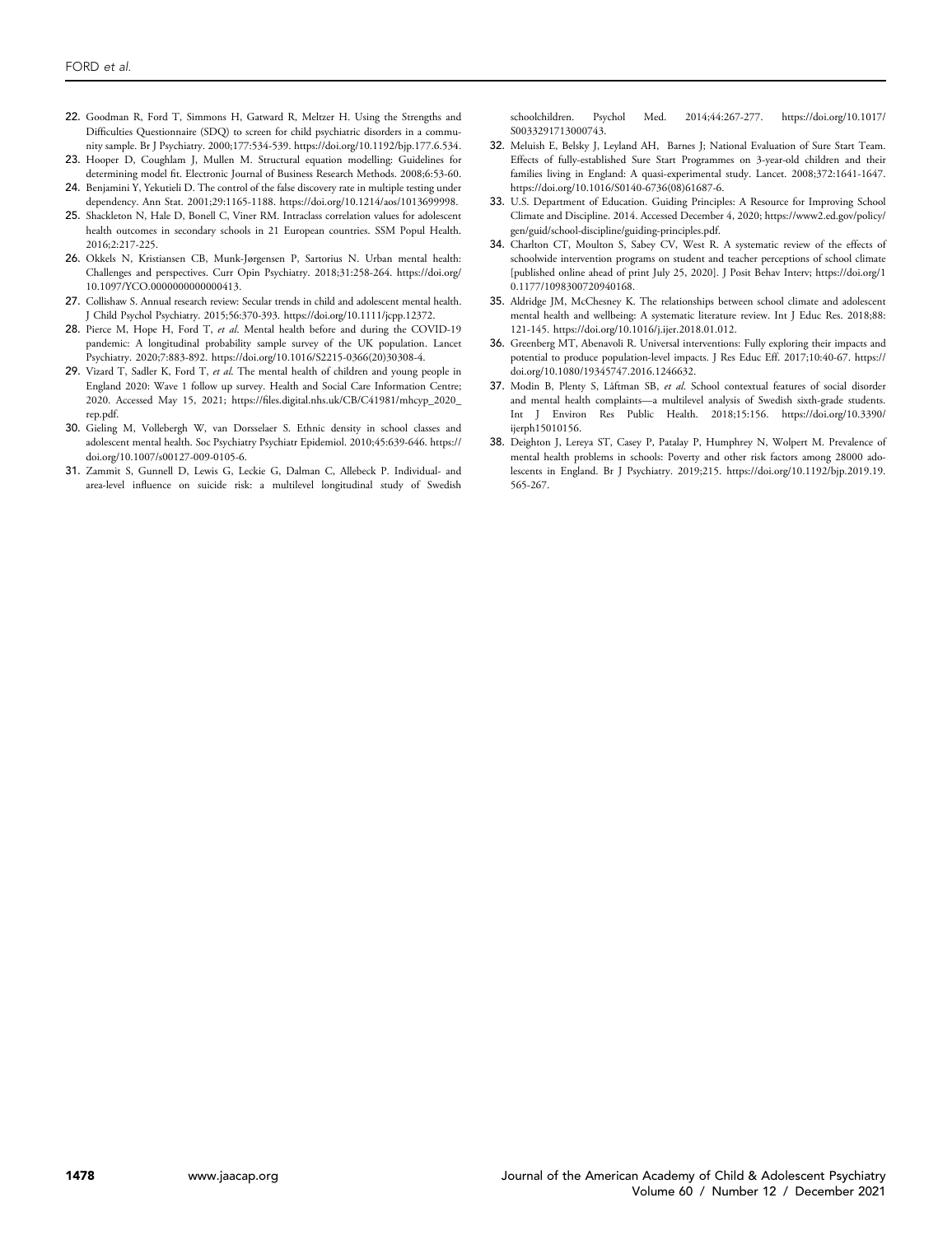22. Goodman R, Ford T, Simmons H, Gatward R, Meltzer H. Using the Strengths and Difficulties Questionnaire (SDQ) to screen for child psychiatric disorders in a community sample. Br J Psychiatry. 2000;177:534-539. https://doi.org/10.1192/bjp.177.6.534.
23. Hooper D, Coughlam J, Mullen M. Structural equation modelling: Guidelines for determining model fit. Electronic Journal of Business Research Methods. 2008;6:53-60.
24. Benjamini Y, Yekutieli D. The control of the false discovery rate in multiple testing under dependency. Ann Stat. 2001;29:1165-1188. https://doi.org/10.1214/aos/1013699998.
25. Shackleton N, Hale D, Bonell C, Viner RM. Intraclass correlation values for adolescent health outcomes in secondary schools in 21 European countries. SSM Popul Health. 2016;2:217-225.
26. Okkels N, Kristiansen CB, Munk-Jørgensen P, Sartorius N. Urban mental health: Challenges and perspectives. Curr Opin Psychiatry. 2018;31:258-264. https://doi.org/10.1097/YCO.0000000000000413.
27. Collishaw S. Annual research review: Secular trends in child and adolescent mental health. J Child Psychol Psychiatry. 2015;56:370-393. https://doi.org/10.1111/jcpp.12372.
28. Pierce M, Hope H, Ford T, *et al*. Mental health before and during the COVID-19 pandemic: A longitudinal probability sample survey of the UK population. Lancet Psychiatry. 2020;7:883-892. https://doi.org/10.1016/S2215-0366(20)30308-4.
29. Vizard T, Sadler K, Ford T, *et al*. The mental health of children and young people in England 2020: Wave 1 follow up survey. Health and Social Care Information Centre; 2020. Accessed May 15, 2021; https://files.digital.nhs.uk/CB/C41981/mhcyp_2020_rep.pdf.
30. Gieling M, Vollebergh W, van Dorsselaer S. Ethnic density in school classes and adolescent mental health. Soc Psychiatry Psychiatr Epidemiol. 2010;45:639-646. https://doi.org/10.1007/s00127-009-0105-6.
31. Zammit S, Gunnell D, Lewis G, Leckie G, Dalman C, Allebeck P. Individual- and area-level influence on suicide risk: a multilevel longitudinal study of Swedish schoolchildren. Psychol Med. 2014;44:267-277. https://doi.org/10.1017/S0033291713000743.
32. Meluish E, Belsky J, Leyland AH, Barnes J; National Evaluation of Sure Start Team. Effects of fully-established Sure Start Programmes on 3-year-old children and their families living in England: A quasi-experimental study. Lancet. 2008;372:1641-1647. https://doi.org/10.1016/S0140-6736(08)61687-6.
33. U.S. Department of Education. Guiding Principles: A Resource for Improving School Climate and Discipline. 2014. Accessed December 4, 2020; https://www2.ed.gov/policy/gen/guid/school-discipline/guiding-principles.pdf.
34. Charlton CT, Moulton S, Sabey CV, West R. A systematic review of the effects of schoolwide intervention programs on student and teacher perceptions of school climate [published online ahead of print July 25, 2020]. J Posit Behav Interv; https://doi.org/10.1177/1098300720940168.
35. Aldridge JM, McChesney K. The relationships between school climate and adolescent mental health and wellbeing: A systematic literature review. Int J Educ Res. 2018;88:121-145. https://doi.org/10.1016/j.ijer.2018.01.012.
36. Greenberg MT, Abenavoli R. Universal interventions: Fully exploring their impacts and potential to produce population-level impacts. J Res Educ Eff. 2017;10:40-67. https://doi.org/10.1080/19345747.2016.1246632.
37. Modin B, Plenty S, Låftman SB, *et al*. School contextual features of social disorder and mental health complaints—a multilevel analysis of Swedish sixth-grade students. Int J Environ Res Public Health. 2018;15:156. https://doi.org/10.3390/ijerph15010156.
38. Deighton J, Lereya ST, Casey P, Patalay P, Humphrey N, Wolpert M. Prevalence of mental health problems in schools: Poverty and other risk factors among 28000 adolescents in England. Br J Psychiatry. 2019;215. https://doi.org/10.1192/bjp.2019.19.565-267.